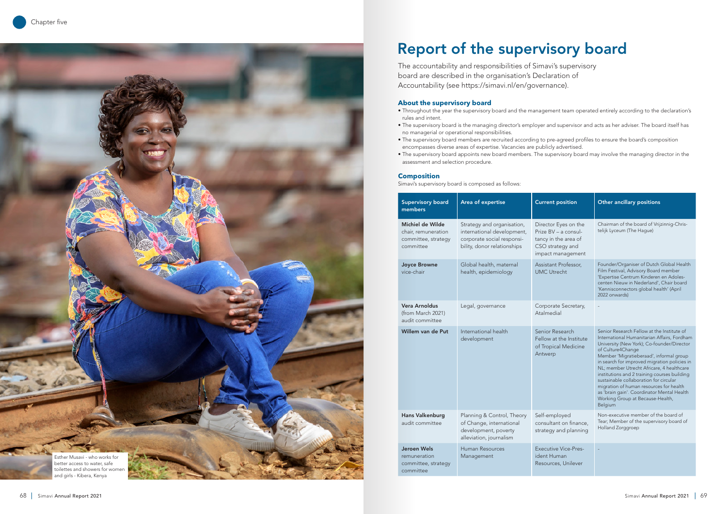Chapter five

Esther Musavi - who works for better access to water, safe toilettes and showers for women and girls - Kibera, Kenya

# Report of the supervisory board

The accountability and responsibilities of Simavi's supervisory board are described in the organisation's Declaration of Accountability (see https://simavi.nl/en/governance).

## About the supervisory board

- Throughout the year the supervisory board and the management team operated entirely according to the declaration's rules and intent.
- The supervisory board is the managing director's employer and supervisor and acts as her adviser. The board itself has no managerial or operational responsibilities.
- The supervisory board members are recruited according to pre-agreed profiles to ensure the board's composition encompasses diverse areas of expertise. Vacancies are publicly advertised.
- The supervisory board appoints new board members. The supervisory board may involve the managing director in the assessment and selection procedure.

## Composition

Simavi's supervisory board is composed as follows:

| Supervisory board members | Area of expertise | Current position | Other ancillary positions |
|---|---|---|---|
| **Michiel de Wilde** chair, remuneration committee, strategy committee | Strategy and organisation, international development, corporate social responsibility, donor relationships | Director Eyes on the Prize BV – a consultancy in the area of CSO strategy and impact management | Chairman of the board of Vrijzinnig-Christelijk Lyceum (The Hague) |
| **Joyce Browne** vice-chair | Global health, maternal health, epidemiology | Assistant Professor, UMC Utrecht | Founder/Organiser of Dutch Global Health Film Festival, Advisory Board member 'Expertise Centrum Kinderen en Adolescenten Nieuw in Nederland', Chair board 'Kennisconnectors global health' (April 2022 onwards) |
| **Vera Arnoldus** (from March 2021) audit committee | Legal, governance | Corporate Secretary, Atalmedial | - |
| **Willem van de Put** | International health development | Senior Research Fellow at the Institute of Tropical Medicine Antwerp | Senior Research Fellow at the Institute of International Humanitarian Affairs, Fordham University (New York); Co-founder/Director of Culture4Change Member 'Migratieberaad', informal group in search for improved migration policies in NL; member Utrecht Africare, 4 healthcare institutions and 2 training courses building sustainable collaboration for circular migration of human resources for health as 'brain gain'. Coordinator Mental Health Working Group at Because-Health, Belgium |
| **Hans Valkenburg** audit committee | Planning & Control, Theory of Change, international development, poverty alleviation, journalism | Self-employed consultant on finance, strategy and planning | Non-executive member of the board of Tear; Member of the supervisory board of Holland Zorggroep |
| **Jeroen Wels** remuneration committee, strategy committee | Human Resources Management | Executive Vice-President Human Resources, Unilever | - |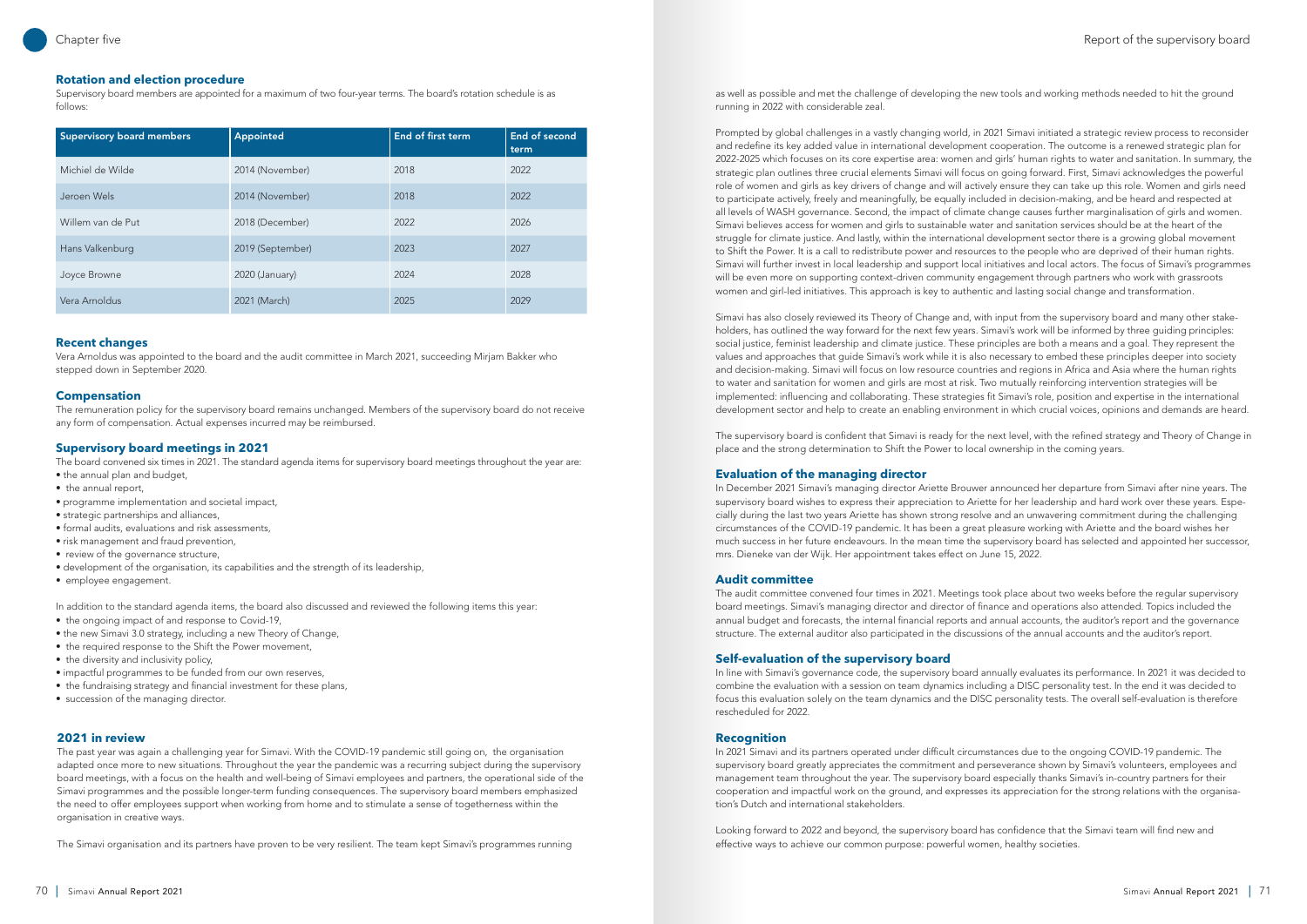## Rotation and election procedure

Supervisory board members are appointed for a maximum of two four-year terms. The board's rotation schedule is as follows:

| Supervisory board members | Appointed | End of first term | End of second term |
|---|---|---|---|
| Michiel de Wilde | 2014 (November) | 2018 | 2022 |
| Jeroen Wels | 2014 (November) | 2018 | 2022 |
| Willem van de Put | 2018 (December) | 2022 | 2026 |
| Hans Valkenburg | 2019 (September) | 2023 | 2027 |
| Joyce Browne | 2020 (January) | 2024 | 2028 |
| Vera Arnoldus | 2021 (March) | 2025 | 2029 |

## Recent changes

Vera Arnoldus was appointed to the board and the audit committee in March 2021, succeeding Mirjam Bakker who stepped down in September 2020.

## Compensation

The remuneration policy for the supervisory board remains unchanged. Members of the supervisory board do not receive any form of compensation. Actual expenses incurred may be reimbursed.

## Supervisory board meetings in 2021

The board convened six times in 2021. The standard agenda items for supervisory board meetings throughout the year are:

- the annual plan and budget,
- the annual report,
- programme implementation and societal impact,
- strategic partnerships and alliances,
- formal audits, evaluations and risk assessments,
- risk management and fraud prevention,
- review of the governance structure,
- development of the organisation, its capabilities and the strength of its leadership,
- employee engagement.

In addition to the standard agenda items, the board also discussed and reviewed the following items this year:

- the ongoing impact of and response to Covid-19,
- the new Simavi 3.0 strategy, including a new Theory of Change,
- the required response to the Shift the Power movement,
- the diversity and inclusivity policy,
- impactful programmes to be funded from our own reserves,
- the fundraising strategy and financial investment for these plans,
- succession of the managing director.

## 2021 in review

The past year was again a challenging year for Simavi. With the COVID-19 pandemic still going on, the organisation adapted once more to new situations. Throughout the year the pandemic was a recurring subject during the supervisory board meetings, with a focus on the health and well-being of Simavi employees and partners, the operational side of the Simavi programmes and the possible longer-term funding consequences. The supervisory board members emphasized the need to offer employees support when working from home and to stimulate a sense of togetherness within the organisation in creative ways.

The Simavi organisation and its partners have proven to be very resilient. The team kept Simavi's programmes running as well as possible and met the challenge of developing the new tools and working methods needed to hit the ground running in 2022 with considerable zeal.

Prompted by global challenges in a vastly changing world, in 2021 Simavi initiated a strategic review process to reconsider and redefine its key added value in international development cooperation. The outcome is a renewed strategic plan for 2022-2025 which focuses on its core expertise area: women and girls' human rights to water and sanitation. In summary, the strategic plan outlines three crucial elements Simavi will focus on going forward. First, Simavi acknowledges the powerful role of women and girls as key drivers of change and will actively ensure they can take up this role. Women and girls need to participate actively, freely and meaningfully, be equally included in decision-making, and be heard and respected at all levels of WASH governance. Second, the impact of climate change causes further marginalisation of girls and women. Simavi believes access for women and girls to sustainable water and sanitation services should be at the heart of the struggle for climate justice. And lastly, within the international development sector there is a growing global movement to Shift the Power. It is a call to redistribute power and resources to the people who are deprived of their human rights. Simavi will further invest in local leadership and support local initiatives and local actors. The focus of Simavi's programmes will be even more on supporting context-driven community engagement through partners who work with grassroots women and girl-led initiatives. This approach is key to authentic and lasting social change and transformation.

Simavi has also closely reviewed its Theory of Change and, with input from the supervisory board and many other stakeholders, has outlined the way forward for the next few years. Simavi's work will be informed by three guiding principles: social justice, feminist leadership and climate justice. These principles are both a means and a goal. They represent the values and approaches that guide Simavi's work while it is also necessary to embed these principles deeper into society and decision-making. Simavi will focus on low resource countries and regions in Africa and Asia where the human rights to water and sanitation for women and girls are most at risk. Two mutually reinforcing intervention strategies will be implemented: influencing and collaborating. These strategies fit Simavi's role, position and expertise in the international development sector and help to create an enabling environment in which crucial voices, opinions and demands are heard.

The supervisory board is confident that Simavi is ready for the next level, with the refined strategy and Theory of Change in place and the strong determination to Shift the Power to local ownership in the coming years.

## Evaluation of the managing director

In December 2021 Simavi's managing director Ariette Brouwer announced her departure from Simavi after nine years. The supervisory board wishes to express their appreciation to Ariette for her leadership and hard work over these years. Especially during the last two years Ariette has shown strong resolve and an unwavering commitment during the challenging circumstances of the COVID-19 pandemic. It has been a great pleasure working with Ariette and the board wishes her much success in her future endeavours. In the mean time the supervisory board has selected and appointed her successor, mrs. Dieneke van der Wijk. Her appointment takes effect on June 15, 2022.

## Audit committee

The audit committee convened four times in 2021. Meetings took place about two weeks before the regular supervisory board meetings. Simavi's managing director and director of finance and operations also attended. Topics included the annual budget and forecasts, the internal financial reports and annual accounts, the auditor's report and the governance structure. The external auditor also participated in the discussions of the annual accounts and the auditor's report.

## Self-evaluation of the supervisory board

In line with Simavi's governance code, the supervisory board annually evaluates its performance. In 2021 it was decided to combine the evaluation with a session on team dynamics including a DISC personality test. In the end it was decided to focus this evaluation solely on the team dynamics and the DISC personality tests. The overall self-evaluation is therefore rescheduled for 2022.

## Recognition

In 2021 Simavi and its partners operated under difficult circumstances due to the ongoing COVID-19 pandemic. The supervisory board greatly appreciates the commitment and perseverance shown by Simavi's volunteers, employees and management team throughout the year. The supervisory board especially thanks Simavi's in-country partners for their cooperation and impactful work on the ground, and expresses its appreciation for the strong relations with the organisation's Dutch and international stakeholders.

Looking forward to 2022 and beyond, the supervisory board has confidence that the Simavi team will find new and effective ways to achieve our common purpose: powerful women, healthy societies.